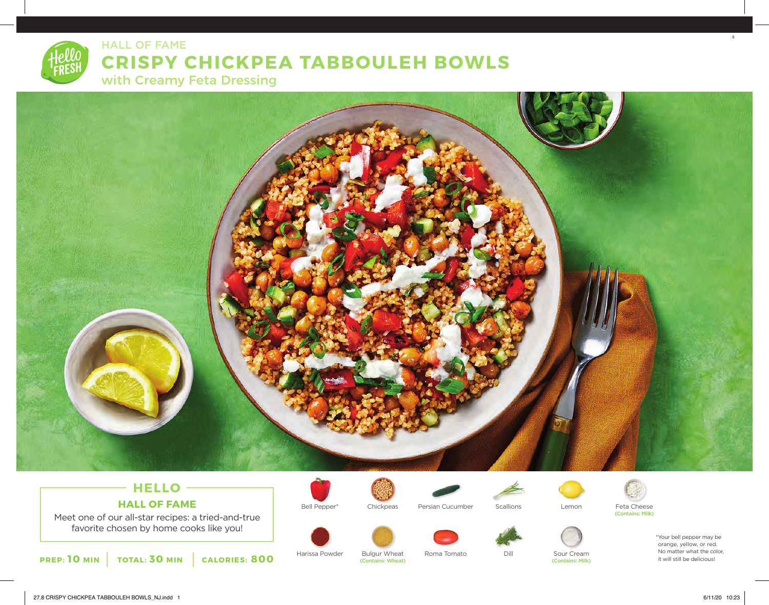HALL OF FAME

# CRISPY CHICKPEA TABBOULEH BOWLS

## with Creamy Feta Dressing

## HELLO

### HALL OF FAME

Meet one of our all-star recipes: a tried-and-true favorite chosen by home cooks like you!

**PREP: 10 MIN** | **TOTAL: 30 MIN** | **CALORIES: 800**

- Bell Pepper*
- Chickpeas
- Persian Cucumber
- Scallions
- Lemon
- Feta Cheese (Contains: Milk)
- Harissa Powder
- Bulgur Wheat (Contains: Wheat)
- Roma Tomato
- Dill
- Sour Cream (Contains: Milk)

*Your bell pepper may be orange, yellow, or red. No matter what the color, it will still be delicious!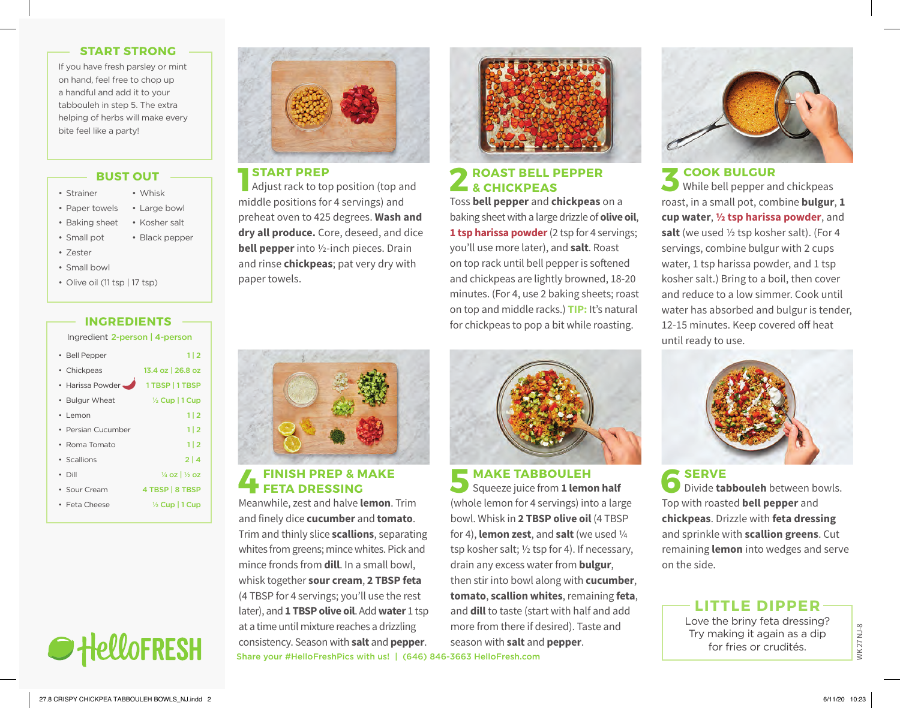## START STRONG

If you have fresh parsley or mint on hand, feel free to chop up a handful and add it to your tabbouleh in step 5. The extra helping of herbs will make every bite feel like a party!

## BUST OUT

- Strainer
- Paper towels
- Baking sheet
- Small pot
- Zester
- Small bowl
- Olive oil (11 tsp | 17 tsp)
- Whisk
- Large bowl
- Kosher salt
- Black pepper

## INGREDIENTS

| Ingredient | 2-person \| 4-person |
|---|---|
| Bell Pepper | 1 \| 2 |
| Chickpeas | 13.4 oz \| 26.8 oz |
| Harissa Powder | 1 TBSP \| 1 TBSP |
| Bulgur Wheat | ½ Cup \| 1 Cup |
| Lemon | 1 \| 2 |
| Persian Cucumber | 1 \| 2 |
| Roma Tomato | 1 \| 2 |
| Scallions | 2 \| 4 |
| Dill | ¼ oz \| ½ oz |
| Sour Cream | 4 TBSP \| 8 TBSP |
| Feta Cheese | ½ Cup \| 1 Cup |

HelloFRESH

### 1 START PREP

Adjust rack to top position (top and middle positions for 4 servings) and preheat oven to 425 degrees. **Wash and dry all produce.** Core, deseed, and dice **bell pepper** into ½-inch pieces. Drain and rinse **chickpeas**; pat very dry with paper towels.

### 2 ROAST BELL PEPPER & CHICKPEAS

Toss **bell pepper** and **chickpeas** on a baking sheet with a large drizzle of **olive oil**, **1 tsp harissa powder** (2 tsp for 4 servings; you'll use more later), and **salt**. Roast on top rack until bell pepper is softened and chickpeas are lightly browned, 18-20 minutes. (For 4, use 2 baking sheets; roast on top and middle racks.) **TIP:** It's natural for chickpeas to pop a bit while roasting.

### 3 COOK BULGUR

While bell pepper and chickpeas roast, in a small pot, combine **bulgur**, **1 cup water**, **½ tsp harissa powder**, and **salt** (we used ½ tsp kosher salt). (For 4 servings, combine bulgur with 2 cups water, 1 tsp harissa powder, and 1 tsp kosher salt.) Bring to a boil, then cover and reduce to a low simmer. Cook until water has absorbed and bulgur is tender, 12-15 minutes. Keep covered off heat until ready to use.

### 4 FINISH PREP & MAKE FETA DRESSING

Meanwhile, zest and halve **lemon**. Trim and finely dice **cucumber** and **tomato**. Trim and thinly slice **scallions**, separating whites from greens; mince whites. Pick and mince fronds from **dill**. In a small bowl, whisk together **sour cream**, **2 TBSP feta** (4 TBSP for 4 servings; you'll use the rest later), and **1 TBSP olive oil**. Add **water** 1 tsp at a time until mixture reaches a drizzling consistency. Season with **salt** and **pepper**.

### 5 MAKE TABBOULEH

Squeeze juice from **1 lemon half** (whole lemon for 4 servings) into a large bowl. Whisk in **2 TBSP olive oil** (4 TBSP for 4), **lemon zest**, and **salt** (we used ¼ tsp kosher salt; ½ tsp for 4). If necessary, drain any excess water from **bulgur**, then stir into bowl along with **cucumber**, **tomato**, **scallion whites**, remaining **feta**, and **dill** to taste (start with half and add more from there if desired). Taste and season with **salt** and **pepper**.

### 6 SERVE

Divide **tabbouleh** between bowls. Top with roasted **bell pepper** and **chickpeas**. Drizzle with **feta dressing** and sprinkle with **scallion greens**. Cut remaining **lemon** into wedges and serve on the side.

## LITTLE DIPPER

Love the briny feta dressing? Try making it again as a dip for fries or crudités.

Share your #HelloFreshPics with us! | (646) 846-3663 HelloFresh.com

WK 27 NJ-8